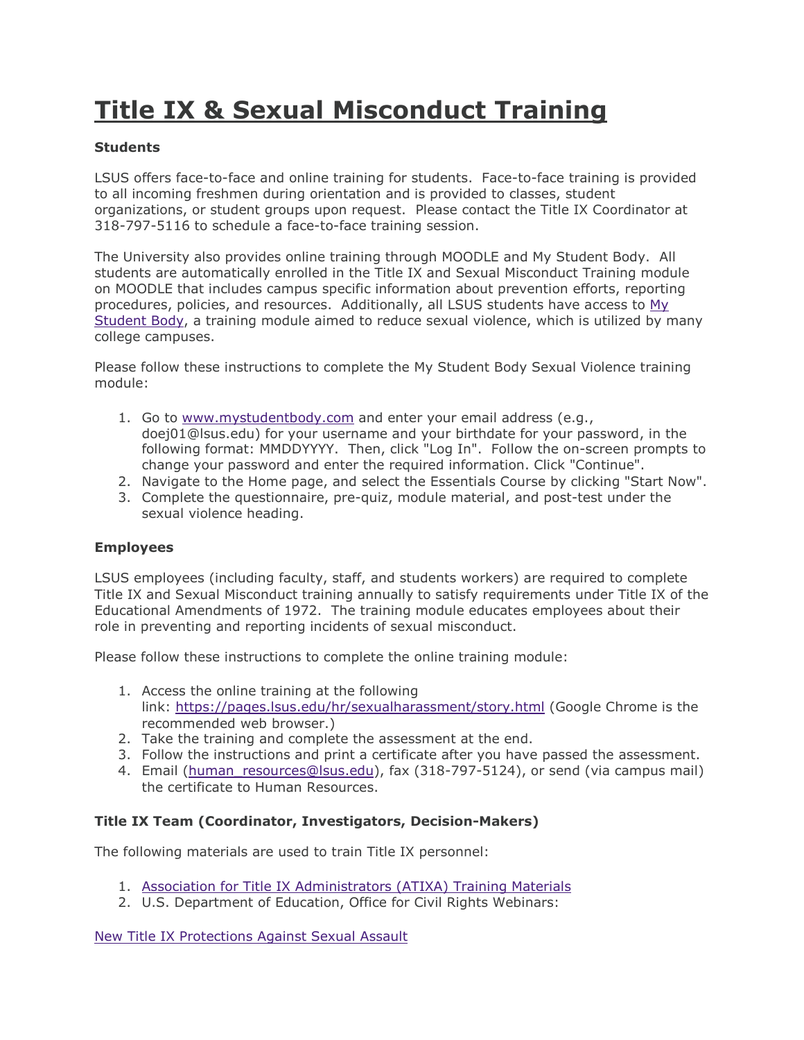# Title IX & Sexual Misconduct Training

**Students**

LSUS offers face-to-face and online training for students. Face-to-face training is provided to all incoming freshmen during orientation and is provided to classes, student organizations, or student groups upon request. Please contact the Title IX Coordinator at 318-797-5116 to schedule a face-to-face training session.

The University also provides online training through MOODLE and My Student Body. All students are automatically enrolled in the Title IX and Sexual Misconduct Training module on MOODLE that includes campus specific information about prevention efforts, reporting procedures, policies, and resources. Additionally, all LSUS students have access to [My Student Body](), a training module aimed to reduce sexual violence, which is utilized by many college campuses.

Please follow these instructions to complete the My Student Body Sexual Violence training module:

1. Go to [www.mystudentbody.com]() and enter your email address (e.g., doej01@lsus.edu) for your username and your birthdate for your password, in the following format: MMDDYYYY. Then, click "Log In". Follow the on-screen prompts to change your password and enter the required information. Click "Continue".
2. Navigate to the Home page, and select the Essentials Course by clicking "Start Now".
3. Complete the questionnaire, pre-quiz, module material, and post-test under the sexual violence heading.

**Employees**

LSUS employees (including faculty, staff, and students workers) are required to complete Title IX and Sexual Misconduct training annually to satisfy requirements under Title IX of the Educational Amendments of 1972. The training module educates employees about their role in preventing and reporting incidents of sexual misconduct.

Please follow these instructions to complete the online training module:

1. Access the online training at the following link: [https://pages.lsus.edu/hr/sexualharassment/story.html]() (Google Chrome is the recommended web browser.)
2. Take the training and complete the assessment at the end.
3. Follow the instructions and print a certificate after you have passed the assessment.
4. Email ([human_resources@lsus.edu]()), fax (318-797-5124), or send (via campus mail) the certificate to Human Resources.

**Title IX Team (Coordinator, Investigators, Decision-Makers)**

The following materials are used to train Title IX personnel:

1. [Association for Title IX Administrators (ATIXA) Training Materials]()
2. U.S. Department of Education, Office for Civil Rights Webinars:

[New Title IX Protections Against Sexual Assault]()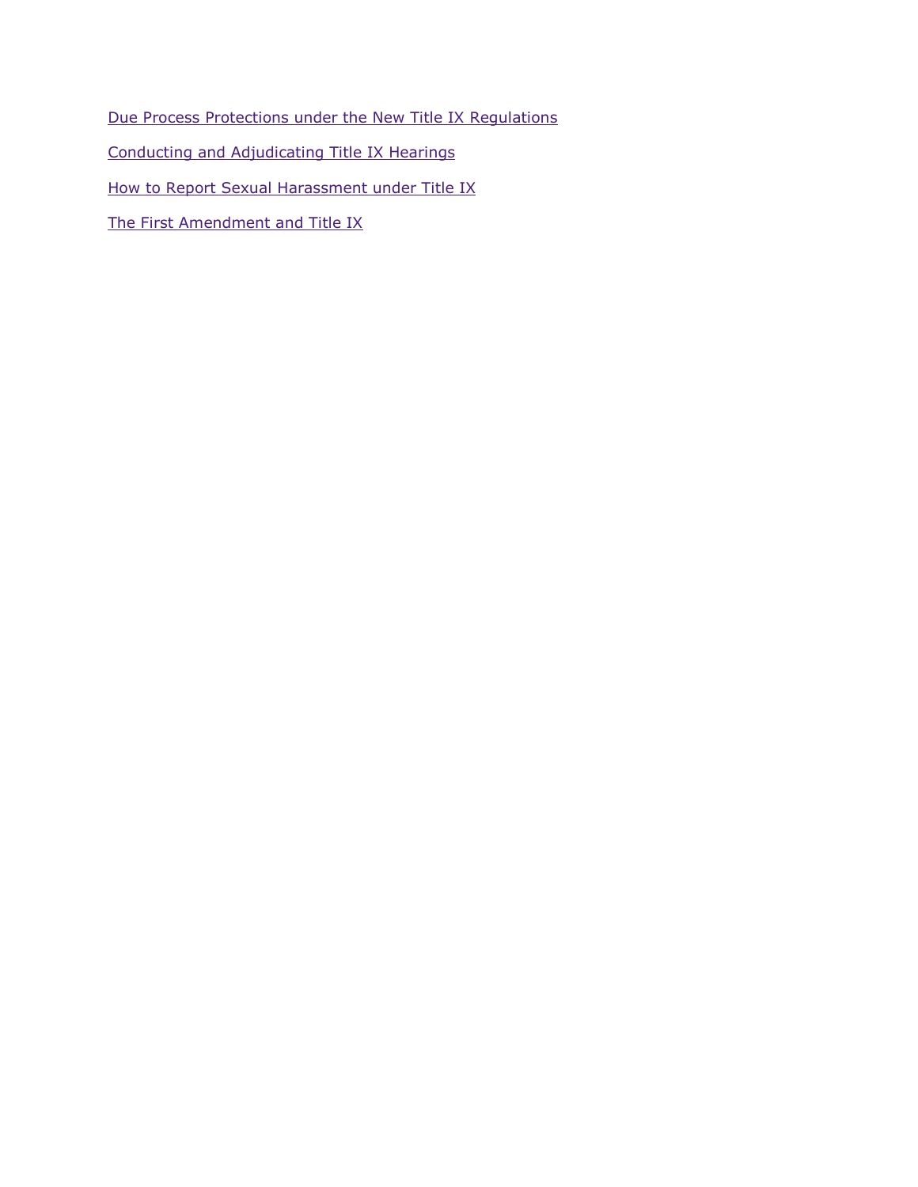Due Process Protections under the New Title IX Regulations

Conducting and Adjudicating Title IX Hearings

How to Report Sexual Harassment under Title IX

The First Amendment and Title IX